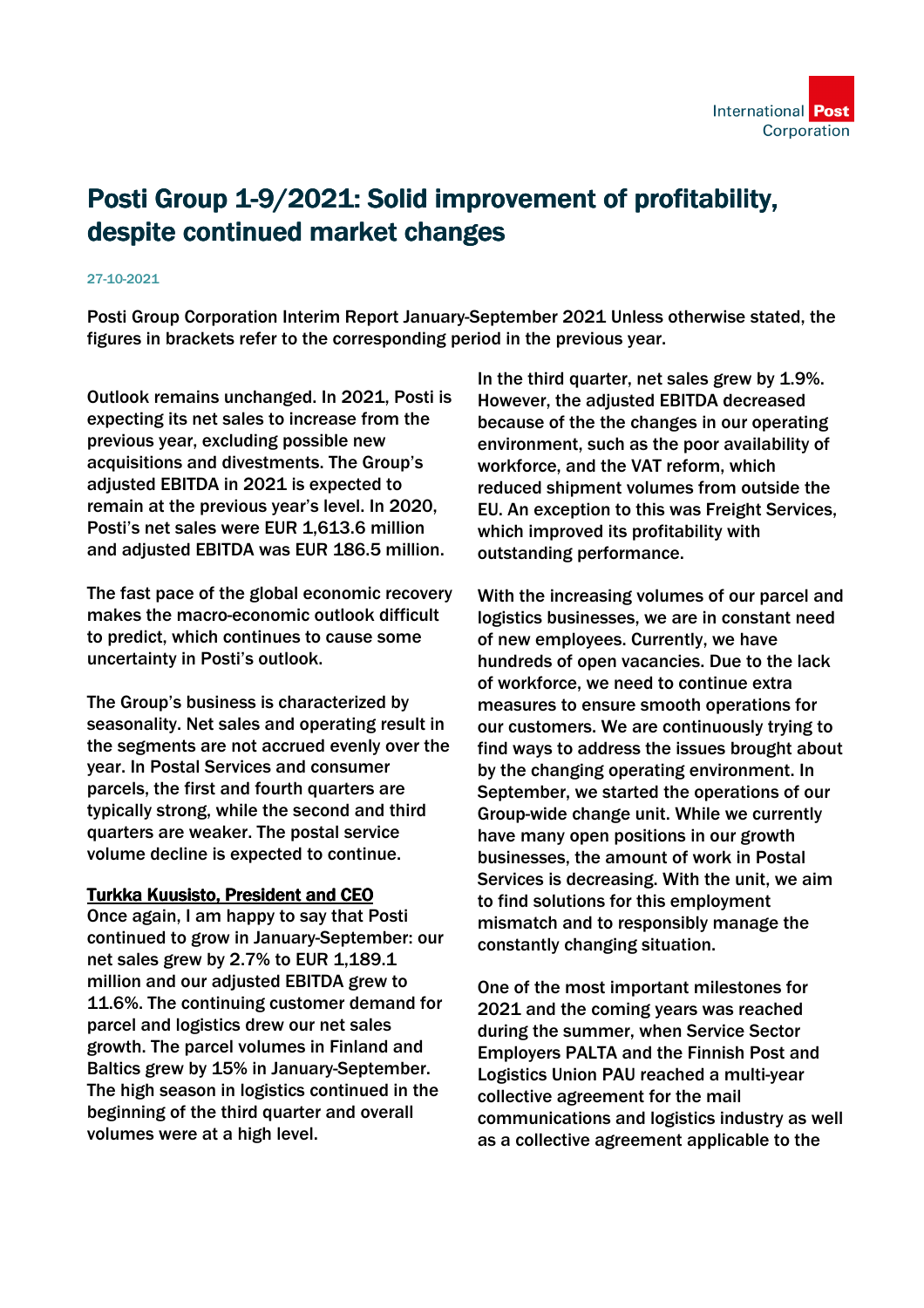# Posti Group 1-9/2021: Solid improvement of profitability, despite continued market changes

27-10-2021

Posti Group Corporation Interim Report January-September 2021 Unless otherwise stated, the figures in brackets refer to the corresponding period in the previous year.

Outlook remains unchanged. In 2021, Posti is expecting its net sales to increase from the previous year, excluding possible new acquisitions and divestments. The Group's adjusted EBITDA in 2021 is expected to remain at the previous year's level. In 2020, Posti's net sales were EUR 1,613.6 million and adjusted EBITDA was EUR 186.5 million.

The fast pace of the global economic recovery makes the macro-economic outlook difficult to predict, which continues to cause some uncertainty in Posti's outlook.

The Group's business is characterized by seasonality. Net sales and operating result in the segments are not accrued evenly over the year. In Postal Services and consumer parcels, the first and fourth quarters are typically strong, while the second and third quarters are weaker. The postal service volume decline is expected to continue.

**Turkka Kuusisto, President and CEO**

Once again, I am happy to say that Posti continued to grow in January-September: our net sales grew by 2.7% to EUR 1,189.1 million and our adjusted EBITDA grew to 11.6%. The continuing customer demand for parcel and logistics drew our net sales growth. The parcel volumes in Finland and Baltics grew by 15% in January-September. The high season in logistics continued in the beginning of the third quarter and overall volumes were at a high level.

In the third quarter, net sales grew by 1.9%. However, the adjusted EBITDA decreased because of the the changes in our operating environment, such as the poor availability of workforce, and the VAT reform, which reduced shipment volumes from outside the EU. An exception to this was Freight Services, which improved its profitability with outstanding performance.

With the increasing volumes of our parcel and logistics businesses, we are in constant need of new employees. Currently, we have hundreds of open vacancies. Due to the lack of workforce, we need to continue extra measures to ensure smooth operations for our customers. We are continuously trying to find ways to address the issues brought about by the changing operating environment. In September, we started the operations of our Group-wide change unit. While we currently have many open positions in our growth businesses, the amount of work in Postal Services is decreasing. With the unit, we aim to find solutions for this employment mismatch and to responsibly manage the constantly changing situation.

One of the most important milestones for 2021 and the coming years was reached during the summer, when Service Sector Employers PALTA and the Finnish Post and Logistics Union PAU reached a multi-year collective agreement for the mail communications and logistics industry as well as a collective agreement applicable to the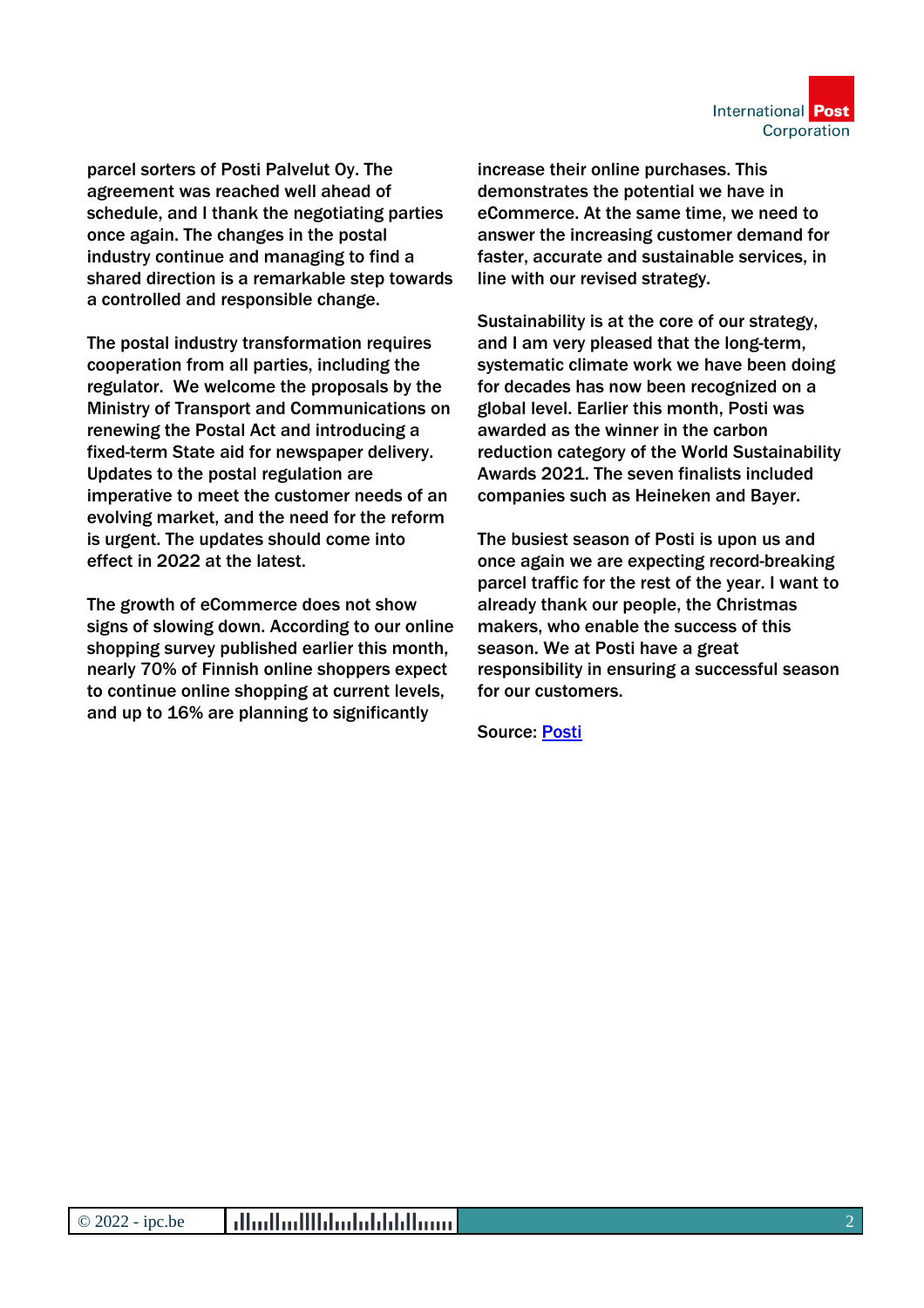parcel sorters of Posti Palvelut Oy. The agreement was reached well ahead of schedule, and I thank the negotiating parties once again. The changes in the postal industry continue and managing to find a shared direction is a remarkable step towards a controlled and responsible change.

The postal industry transformation requires cooperation from all parties, including the regulator. We welcome the proposals by the Ministry of Transport and Communications on renewing the Postal Act and introducing a fixed-term State aid for newspaper delivery. Updates to the postal regulation are imperative to meet the customer needs of an evolving market, and the need for the reform is urgent. The updates should come into effect in 2022 at the latest.

The growth of eCommerce does not show signs of slowing down. According to our online shopping survey published earlier this month, nearly 70% of Finnish online shoppers expect to continue online shopping at current levels, and up to 16% are planning to significantly increase their online purchases. This demonstrates the potential we have in eCommerce. At the same time, we need to answer the increasing customer demand for faster, accurate and sustainable services, in line with our revised strategy.

Sustainability is at the core of our strategy, and I am very pleased that the long-term, systematic climate work we have been doing for decades has now been recognized on a global level. Earlier this month, Posti was awarded as the winner in the carbon reduction category of the World Sustainability Awards 2021. The seven finalists included companies such as Heineken and Bayer.

The busiest season of Posti is upon us and once again we are expecting record-breaking parcel traffic for the rest of the year. I want to already thank our people, the Christmas makers, who enable the success of this season. We at Posti have a great responsibility in ensuring a successful season for our customers.

Source: [Posti]